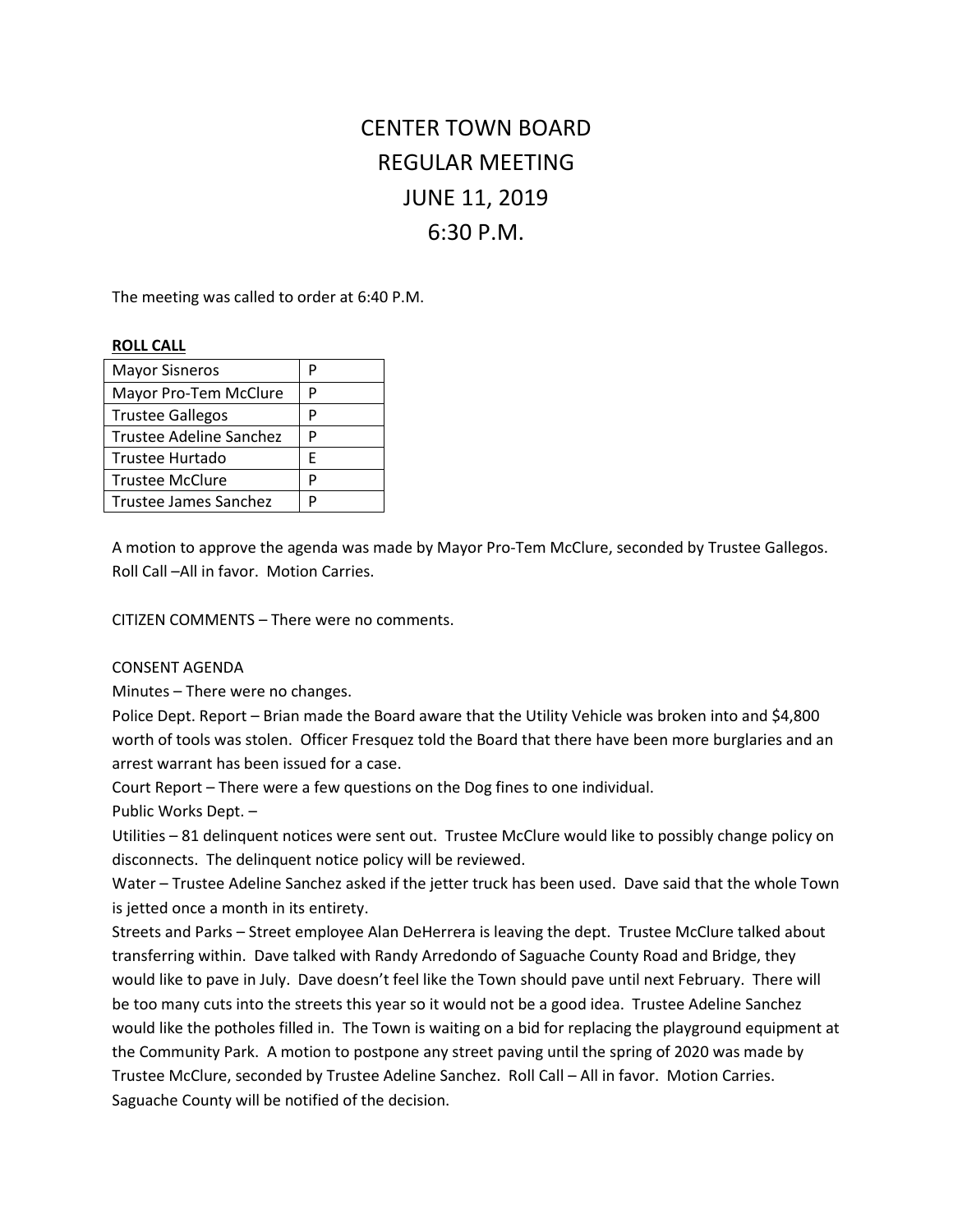# CENTER TOWN BOARD
# REGULAR MEETING
# JUNE 11, 2019
# 6:30 P.M.

The meeting was called to order at 6:40 P.M.

**ROLL CALL**

| | |
|---|---|
| Mayor Sisneros | P |
| Mayor Pro-Tem McClure | P |
| Trustee Gallegos | P |
| Trustee Adeline Sanchez | P |
| Trustee Hurtado | E |
| Trustee McClure | P |
| Trustee James Sanchez | P |

A motion to approve the agenda was made by Mayor Pro-Tem McClure, seconded by Trustee Gallegos. Roll Call –All in favor. Motion Carries.

CITIZEN COMMENTS – There were no comments.

CONSENT AGENDA

Minutes – There were no changes.

Police Dept. Report – Brian made the Board aware that the Utility Vehicle was broken into and $4,800 worth of tools was stolen. Officer Fresquez told the Board that there have been more burglaries and an arrest warrant has been issued for a case.

Court Report – There were a few questions on the Dog fines to one individual.

Public Works Dept. –

Utilities – 81 delinquent notices were sent out. Trustee McClure would like to possibly change policy on disconnects. The delinquent notice policy will be reviewed.

Water – Trustee Adeline Sanchez asked if the jetter truck has been used. Dave said that the whole Town is jetted once a month in its entirety.

Streets and Parks – Street employee Alan DeHerrera is leaving the dept. Trustee McClure talked about transferring within. Dave talked with Randy Arredondo of Saguache County Road and Bridge, they would like to pave in July. Dave doesn't feel like the Town should pave until next February. There will be too many cuts into the streets this year so it would not be a good idea. Trustee Adeline Sanchez would like the potholes filled in. The Town is waiting on a bid for replacing the playground equipment at the Community Park. A motion to postpone any street paving until the spring of 2020 was made by Trustee McClure, seconded by Trustee Adeline Sanchez. Roll Call – All in favor. Motion Carries. Saguache County will be notified of the decision.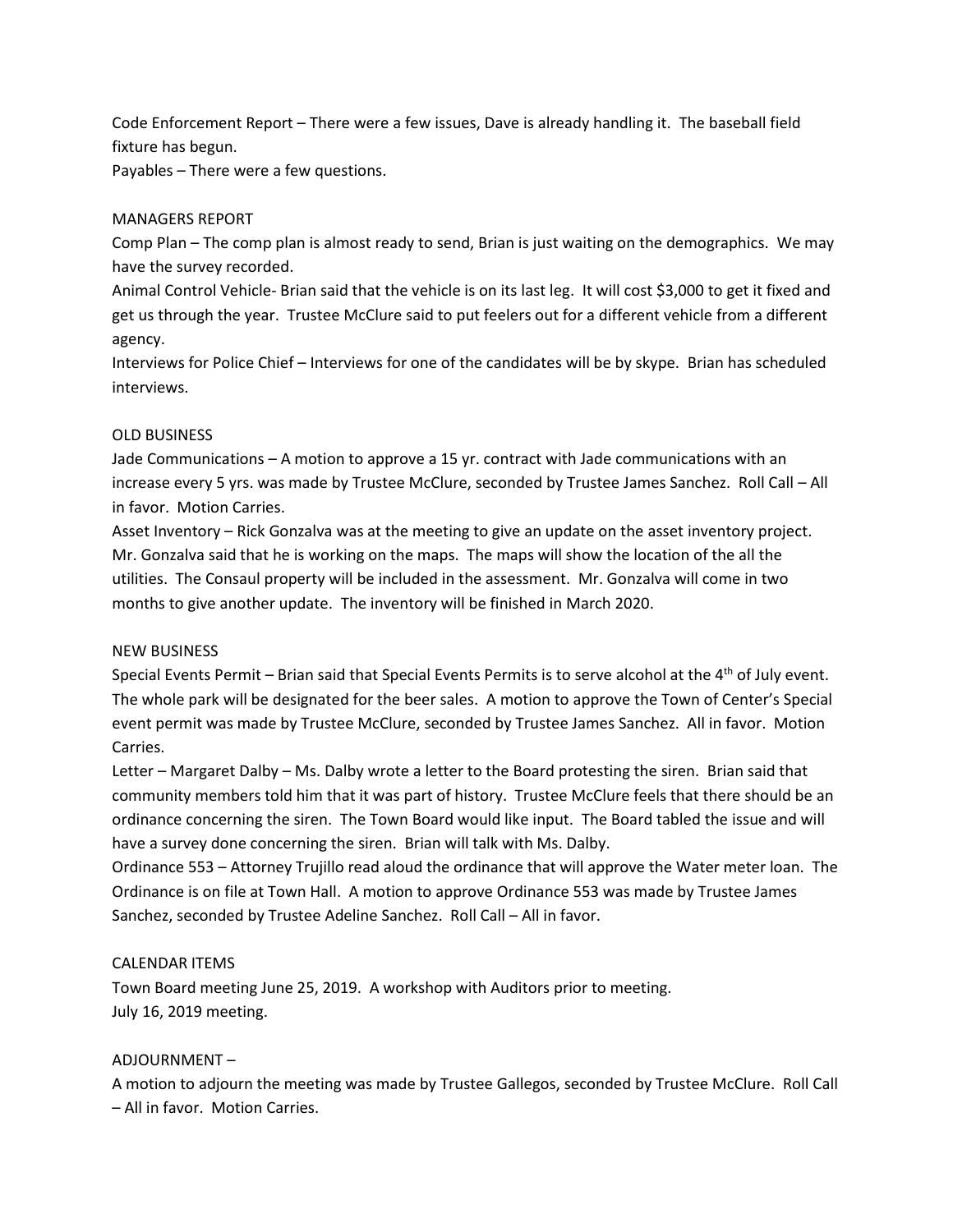Code Enforcement Report – There were a few issues, Dave is already handling it. The baseball field fixture has begun.

Payables – There were a few questions.

## MANAGERS REPORT

Comp Plan – The comp plan is almost ready to send, Brian is just waiting on the demographics. We may have the survey recorded.

Animal Control Vehicle- Brian said that the vehicle is on its last leg. It will cost $3,000 to get it fixed and get us through the year. Trustee McClure said to put feelers out for a different vehicle from a different agency.

Interviews for Police Chief – Interviews for one of the candidates will be by skype. Brian has scheduled interviews.

## OLD BUSINESS

Jade Communications – A motion to approve a 15 yr. contract with Jade communications with an increase every 5 yrs. was made by Trustee McClure, seconded by Trustee James Sanchez. Roll Call – All in favor. Motion Carries.

Asset Inventory – Rick Gonzalva was at the meeting to give an update on the asset inventory project. Mr. Gonzalva said that he is working on the maps. The maps will show the location of the all the utilities. The Consaul property will be included in the assessment. Mr. Gonzalva will come in two months to give another update. The inventory will be finished in March 2020.

## NEW BUSINESS

Special Events Permit – Brian said that Special Events Permits is to serve alcohol at the 4th of July event. The whole park will be designated for the beer sales. A motion to approve the Town of Center's Special event permit was made by Trustee McClure, seconded by Trustee James Sanchez. All in favor. Motion Carries.

Letter – Margaret Dalby – Ms. Dalby wrote a letter to the Board protesting the siren. Brian said that community members told him that it was part of history. Trustee McClure feels that there should be an ordinance concerning the siren. The Town Board would like input. The Board tabled the issue and will have a survey done concerning the siren. Brian will talk with Ms. Dalby.

Ordinance 553 – Attorney Trujillo read aloud the ordinance that will approve the Water meter loan. The Ordinance is on file at Town Hall. A motion to approve Ordinance 553 was made by Trustee James Sanchez, seconded by Trustee Adeline Sanchez. Roll Call – All in favor.

## CALENDAR ITEMS

Town Board meeting June 25, 2019. A workshop with Auditors prior to meeting.

July 16, 2019 meeting.

## ADJOURNMENT –

A motion to adjourn the meeting was made by Trustee Gallegos, seconded by Trustee McClure. Roll Call – All in favor. Motion Carries.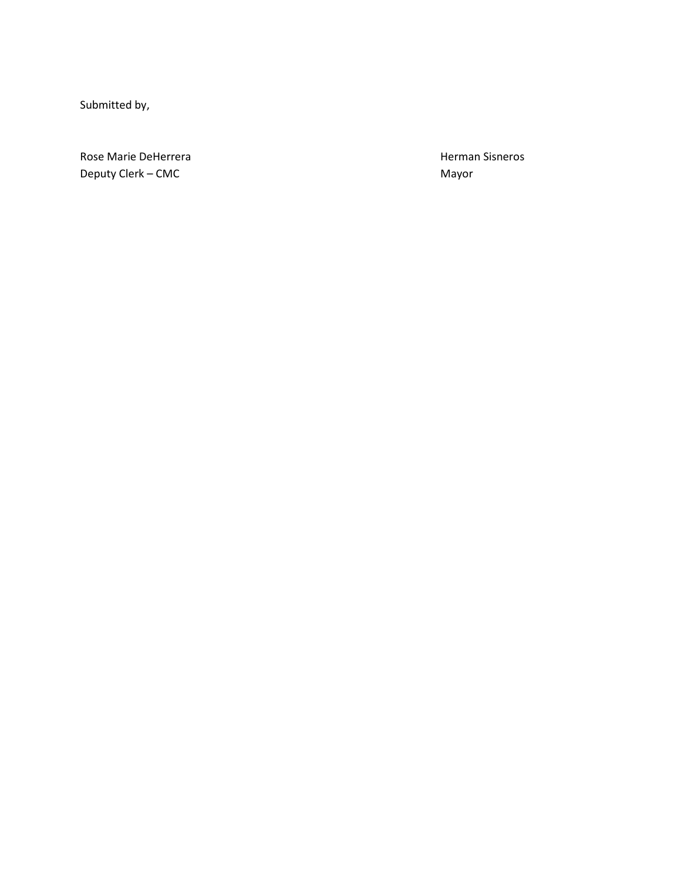Submitted by,

Rose Marie DeHerrera
Deputy Clerk – CMC

Herman Sisneros
Mayor